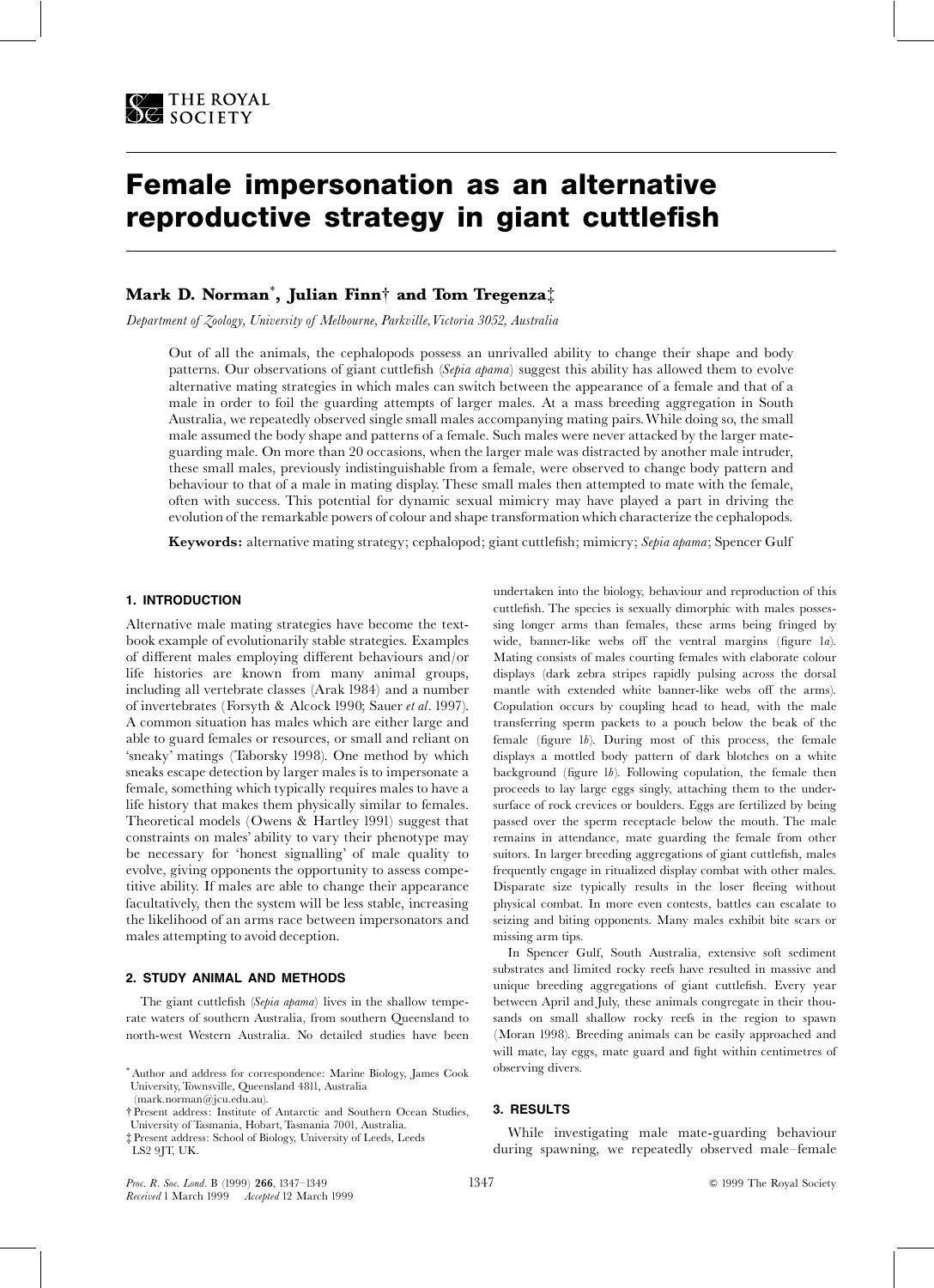# Female impersonation as an alternative reproductive strategy in giant cuttlefish

**Mark D. Norman\*, Julian Finn† and Tom Tregenza‡**

*Department of Zoology, University of Melbourne, Parkville, Victoria 3052, Australia*

Out of all the animals, the cephalopods possess an unrivalled ability to change their shape and body patterns. Our observations of giant cuttlefish (*Sepia apama*) suggest this ability has allowed them to evolve alternative mating strategies in which males can switch between the appearance of a female and that of a male in order to foil the guarding attempts of larger males. At a mass breeding aggregation in South Australia, we repeatedly observed single small males accompanying mating pairs. While doing so, the small male assumed the body shape and patterns of a female. Such males were never attacked by the larger mate-guarding male. On more than 20 occasions, when the larger male was distracted by another male intruder, these small males, previously indistinguishable from a female, were observed to change body pattern and behaviour to that of a male in mating display. These small males then attempted to mate with the female, often with success. This potential for dynamic sexual mimicry may have played a part in driving the evolution of the remarkable powers of colour and shape transformation which characterize the cephalopods.

**Keywords:** alternative mating strategy; cephalopod; giant cuttlefish; mimicry; *Sepia apama*; Spencer Gulf

## 1. INTRODUCTION

Alternative male mating strategies have become the textbook example of evolutionarily stable strategies. Examples of different males employing different behaviours and/or life histories are known from many animal groups, including all vertebrate classes (Arak 1984) and a number of invertebrates (Forsyth & Alcock 1990; Sauer *et al*. 1997). A common situation has males which are either large and able to guard females or resources, or small and reliant on 'sneaky' matings (Taborsky 1998). One method by which sneaks escape detection by larger males is to impersonate a female, something which typically requires males to have a life history that makes them physically similar to females. Theoretical models (Owens & Hartley 1991) suggest that constraints on males' ability to vary their phenotype may be necessary for 'honest signalling' of male quality to evolve, giving opponents the opportunity to assess competitive ability. If males are able to change their appearance facultatively, then the system will be less stable, increasing the likelihood of an arms race between impersonators and males attempting to avoid deception.

## 2. STUDY ANIMAL AND METHODS

The giant cuttlefish (*Sepia apama*) lives in the shallow temperate waters of southern Australia, from southern Queensland to north-west Western Australia. No detailed studies have been undertaken into the biology, behaviour and reproduction of this cuttlefish. The species is sexually dimorphic with males possessing longer arms than females, these arms being fringed by wide, banner-like webs off the ventral margins (figure 1*a*). Mating consists of males courting females with elaborate colour displays (dark zebra stripes rapidly pulsing across the dorsal mantle with extended white banner-like webs off the arms). Copulation occurs by coupling head to head, with the male transferring sperm packets to a pouch below the beak of the female (figure 1*b*). During most of this process, the female displays a mottled body pattern of dark blotches on a white background (figure 1*b*). Following copulation, the female then proceeds to lay large eggs singly, attaching them to the undersurface of rock crevices or boulders. Eggs are fertilized by being passed over the sperm receptacle below the mouth. The male remains in attendance, mate guarding the female from other suitors. In larger breeding aggregations of giant cuttlefish, males frequently engage in ritualized display combat with other males. Disparate size typically results in the loser fleeing without physical combat. In more even contests, battles can escalate to seizing and biting opponents. Many males exhibit bite scars or missing arm tips.

In Spencer Gulf, South Australia, extensive soft sediment substrates and limited rocky reefs have resulted in massive and unique breeding aggregations of giant cuttlefish. Every year between April and July, these animals congregate in their thousands on small shallow rocky reefs in the region to spawn (Moran 1998). Breeding animals can be easily approached and will mate, lay eggs, mate guard and fight within centimetres of observing divers.

## 3. RESULTS

While investigating male mate-guarding behaviour during spawning, we repeatedly observed male–female

\* Author and address for correspondence: Marine Biology, James Cook University, Townsville, Queensland 4811, Australia (mark.norman@jcu.edu.au).

† Present address: Institute of Antarctic and Southern Ocean Studies, University of Tasmania, Hobart, Tasmania 7001, Australia.

‡ Present address: School of Biology, University of Leeds, Leeds LS2 9JT, UK.

*Received* 1 March 1999 *Accepted* 12 March 1999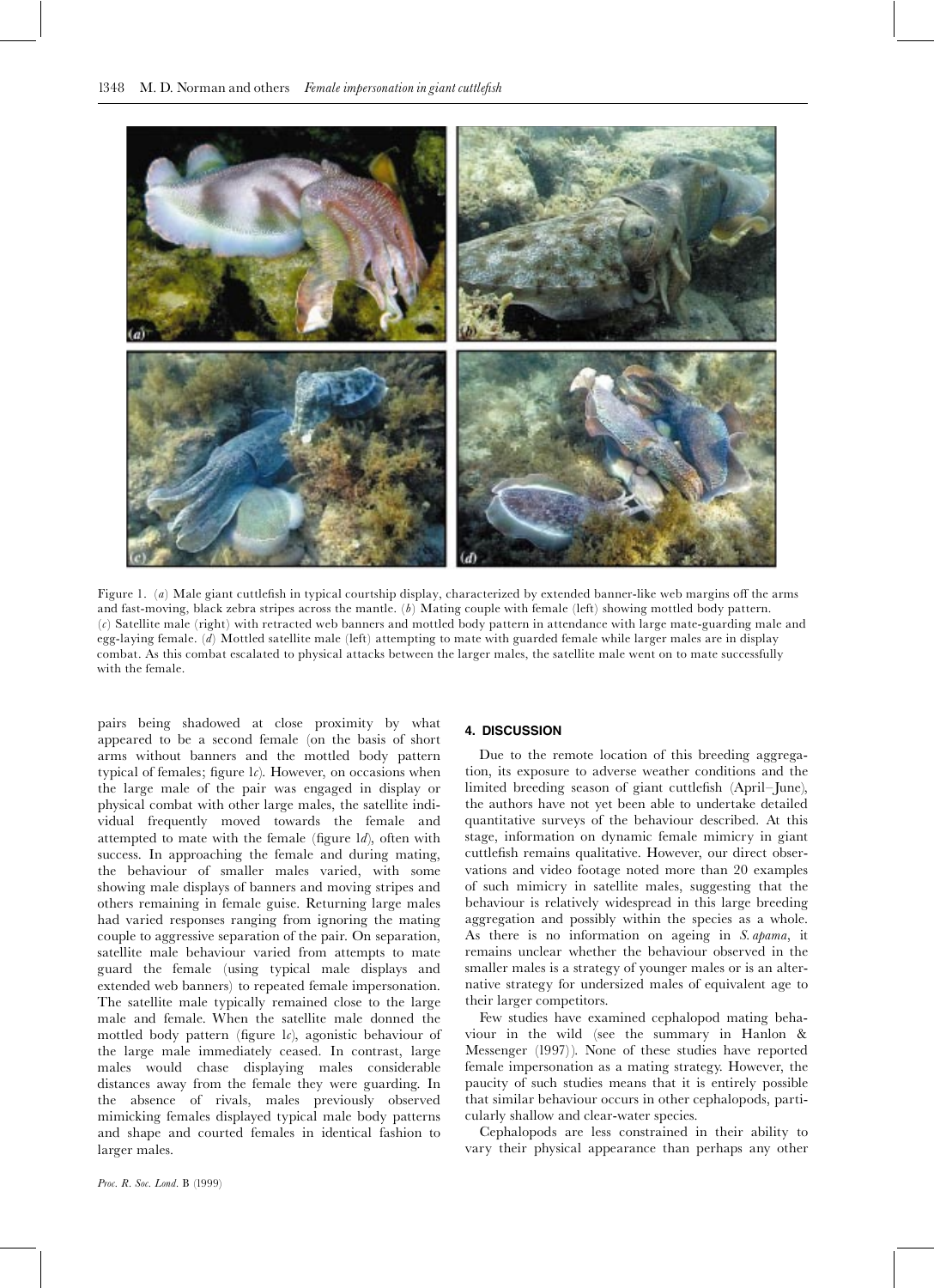Figure 1. (*a*) Male giant cuttlefish in typical courtship display, characterized by extended banner-like web margins off the arms and fast-moving, black zebra stripes across the mantle. (*b*) Mating couple with female (left) showing mottled body pattern. (*c*) Satellite male (right) with retracted web banners and mottled body pattern in attendance with large mate-guarding male and egg-laying female. (*d*) Mottled satellite male (left) attempting to mate with guarded female while larger males are in display combat. As this combat escalated to physical attacks between the larger males, the satellite male went on to mate successfully with the female.

pairs being shadowed at close proximity by what appeared to be a second female (on the basis of short arms without banners and the mottled body pattern typical of females; figure 1*c*). However, on occasions when the large male of the pair was engaged in display or physical combat with other large males, the satellite individual frequently moved towards the female and attempted to mate with the female (figure 1*d*), often with success. In approaching the female and during mating, the behaviour of smaller males varied, with some showing male displays of banners and moving stripes and others remaining in female guise. Returning large males had varied responses ranging from ignoring the mating couple to aggressive separation of the pair. On separation, satellite male behaviour varied from attempts to mate guard the female (using typical male displays and extended web banners) to repeated female impersonation. The satellite male typically remained close to the large male and female. When the satellite male donned the mottled body pattern (figure 1*c*), agonistic behaviour of the large male immediately ceased. In contrast, large males would chase displaying males considerable distances away from the female they were guarding. In the absence of rivals, males previously observed mimicking females displayed typical male body patterns and shape and courted females in identical fashion to larger males.

## 4. DISCUSSION

Due to the remote location of this breeding aggregation, its exposure to adverse weather conditions and the limited breeding season of giant cuttlefish (April–June), the authors have not yet been able to undertake detailed quantitative surveys of the behaviour described. At this stage, information on dynamic female mimicry in giant cuttlefish remains qualitative. However, our direct observations and video footage noted more than 20 examples of such mimicry in satellite males, suggesting that the behaviour is relatively widespread in this large breeding aggregation and possibly within the species as a whole. As there is no information on ageing in *S. apama*, it remains unclear whether the behaviour observed in the smaller males is a strategy of younger males or is an alternative strategy for undersized males of equivalent age to their larger competitors.

Few studies have examined cephalopod mating behaviour in the wild (see the summary in Hanlon & Messenger (1997)). None of these studies have reported female impersonation as a mating strategy. However, the paucity of such studies means that it is entirely possible that similar behaviour occurs in other cephalopods, particularly shallow and clear-water species.

Cephalopods are less constrained in their ability to vary their physical appearance than perhaps any other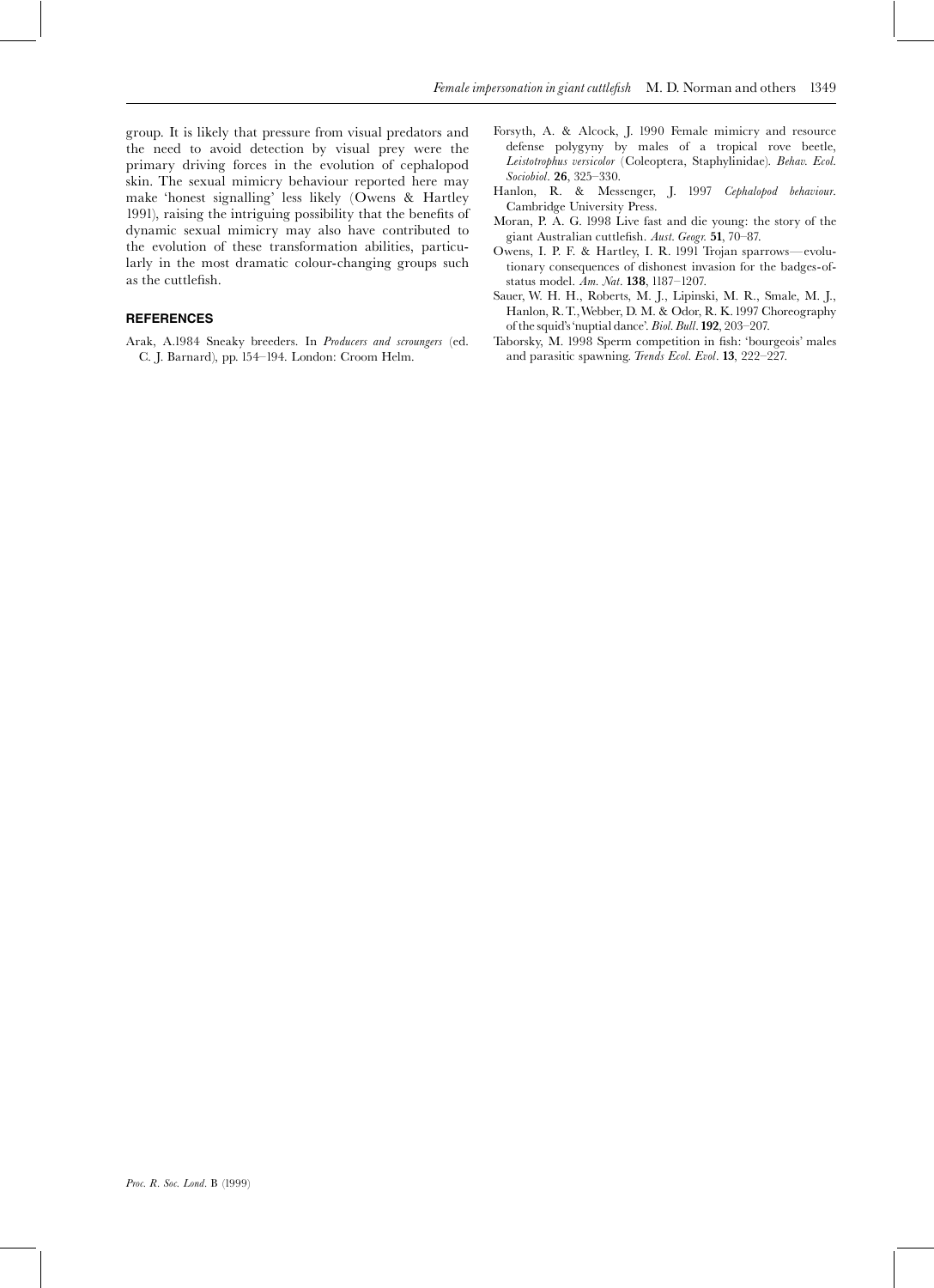group. It is likely that pressure from visual predators and the need to avoid detection by visual prey were the primary driving forces in the evolution of cephalopod skin. The sexual mimicry behaviour reported here may make 'honest signalling' less likely (Owens & Hartley 1991), raising the intriguing possibility that the benefits of dynamic sexual mimicry may also have contributed to the evolution of these transformation abilities, particularly in the most dramatic colour-changing groups such as the cuttlefish.

## REFERENCES

Arak, A. 1984 Sneaky breeders. In *Producers and scroungers* (ed. C. J. Barnard), pp. 154–194. London: Croom Helm.

Forsyth, A. & Alcock, J. 1990 Female mimicry and resource defense polygyny by males of a tropical rove beetle, *Leistotrophus versicolor* (Coleoptera, Staphylinidae). *Behav. Ecol. Sociobiol.* **26**, 325–330.

Hanlon, R. & Messenger, J. 1997 *Cephalopod behaviour*. Cambridge University Press.

Moran, P. A. G. 1998 Live fast and die young: the story of the giant Australian cuttlefish. *Aust. Geogr.* **51**, 70–87.

Owens, I. P. F. & Hartley, I. R. 1991 Trojan sparrows—evolutionary consequences of dishonest invasion for the badges-of-status model. *Am. Nat.* **138**, 1187–1207.

Sauer, W. H. H., Roberts, M. J., Lipinski, M. R., Smale, M. J., Hanlon, R. T., Webber, D. M. & Odor, R. K. 1997 Choreography of the squid's 'nuptial dance'. *Biol. Bull.* **192**, 203–207.

Taborsky, M. 1998 Sperm competition in fish: 'bourgeois' males and parasitic spawning. *Trends Ecol. Evol.* **13**, 222–227.